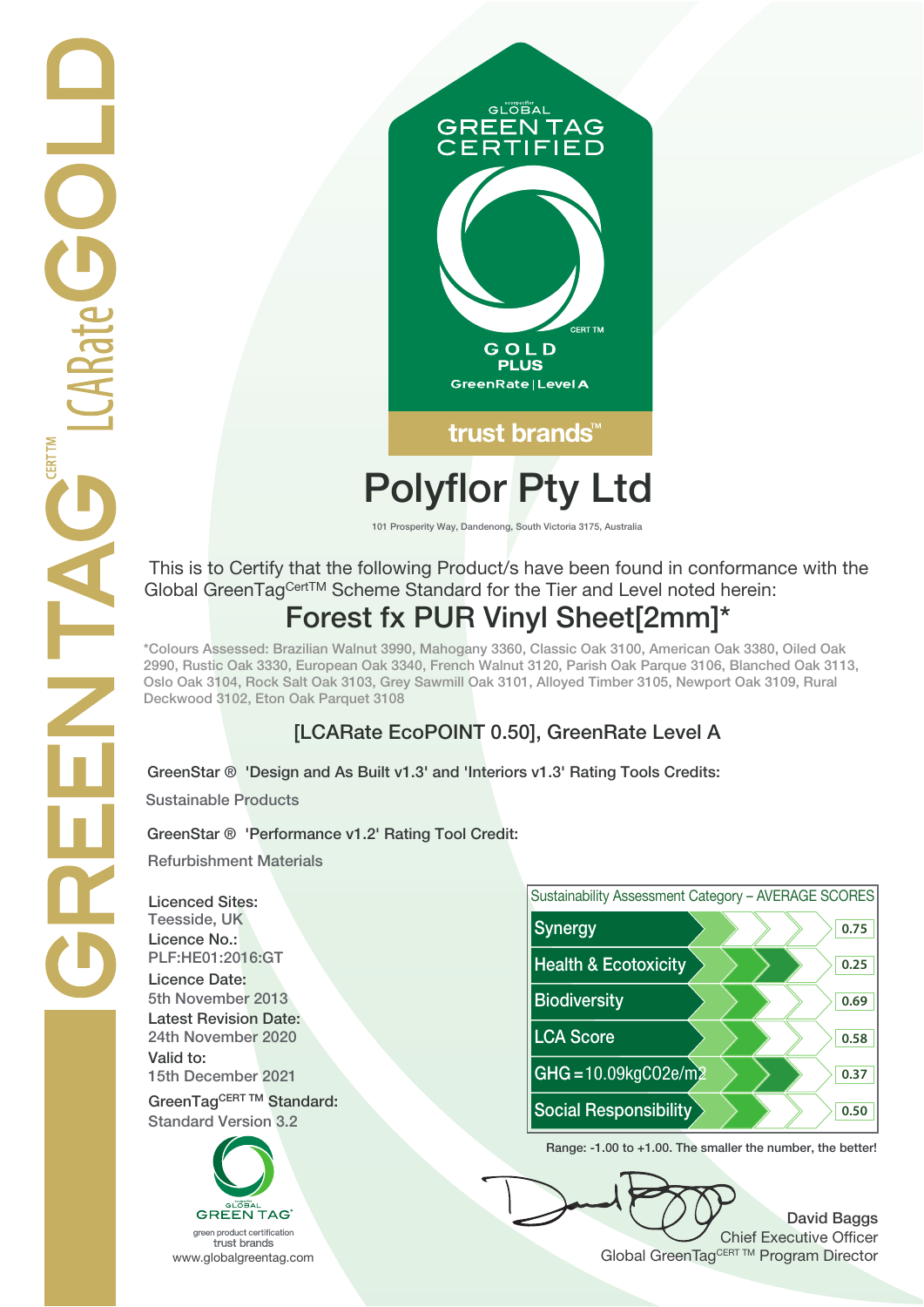GREENTAG[CERT TM] LCARate GOLD

GLOBAL GREEN TAG CERTIFIED

CERT TM

GOLD PLUS

GreenRate | Level A

trust brands™

# Polyflor Pty Ltd

101 Prosperity Way, Dandenong, South Victoria 3175, Australia

This is to Certify that the following Product/s have been found in conformance with the Global GreenTag[CertTM] Scheme Standard for the Tier and Level noted herein:

## Forest fx PUR Vinyl Sheet[2mm]*

*Colours Assessed: Brazilian Walnut 3990, Mahogany 3360, Classic Oak 3100, American Oak 3380, Oiled Oak 2990, Rustic Oak 3330, European Oak 3340, French Walnut 3120, Parish Oak Parque 3106, Blanched Oak 3113, Oslo Oak 3104, Rock Salt Oak 3103, Grey Sawmill Oak 3101, Alloyed Timber 3105, Newport Oak 3109, Rural Deckwood 3102, Eton Oak Parquet 3108

### [LCARate EcoPOINT 0.50], GreenRate Level A

GreenStar ® 'Design and As Built v1.3' and 'Interiors v1.3' Rating Tools Credits:

Sustainable Products

GreenStar ® 'Performance v1.2' Rating Tool Credit:

Refurbishment Materials

**Licenced Sites:**
Teesside, UK

**Licence No.:**
PLF:HE01:2016:GT

**Licence Date:**
5th November 2013

**Latest Revision Date:**
24th November 2020

**Valid to:**
15th December 2021

**GreenTag[CERT TM] Standard:**
Standard Version 3.2

| Sustainability Assessment Category – AVERAGE SCORES | |
|---|---|
| Synergy | 0.75 |
| Health & Ecotoxicity | 0.25 |
| Biodiversity | 0.69 |
| LCA Score | 0.58 |
| GHG = 10.09kgCO2e/m2 | 0.37 |
| Social Responsibility | 0.50 |

Range: -1.00 to +1.00. The smaller the number, the better!

GLOBAL GREEN TAG
green product certification
trust brands
www.globalgreentag.com

David Baggs
Chief Executive Officer
Global GreenTag[CERT TM] Program Director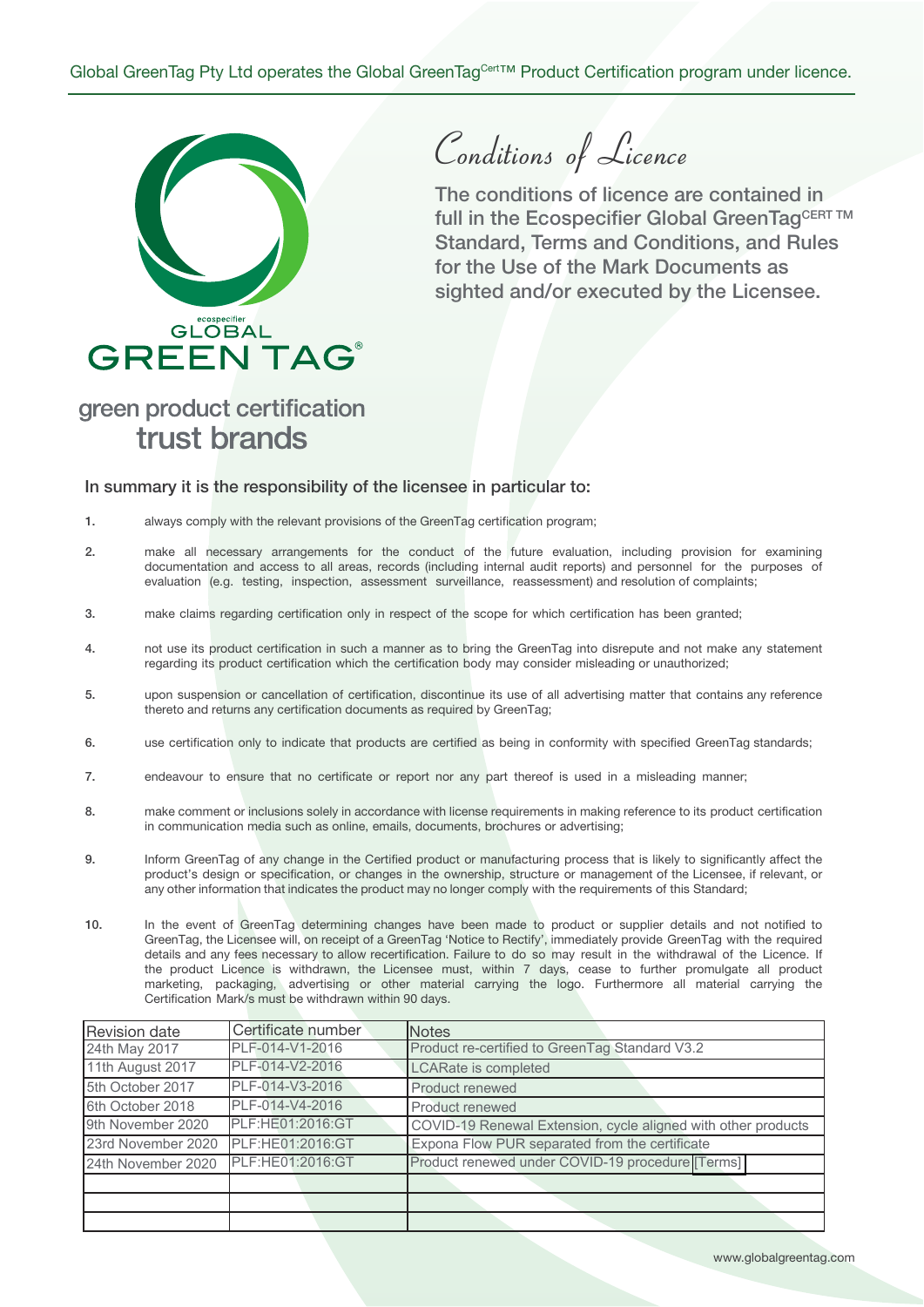Global GreenTag Pty Ltd operates the Global GreenTag[Cert]™ Product Certification program under licence.

ecospecifier

GLOBAL

GREEN TAG®

green product certification

trust brands

# Conditions of Licence

**The conditions of licence are contained in full in the Ecospecifier Global GreenTag[CERT TM] Standard, Terms and Conditions, and Rules for the Use of the Mark Documents as sighted and/or executed by the Licensee.**

## In summary it is the responsibility of the licensee in particular to:

1. always comply with the relevant provisions of the GreenTag certification program;
2. make all necessary arrangements for the conduct of the future evaluation, including provision for examining documentation and access to all areas, records (including internal audit reports) and personnel for the purposes of evaluation (e.g. testing, inspection, assessment surveillance, reassessment) and resolution of complaints;
3. make claims regarding certification only in respect of the scope for which certification has been granted;
4. not use its product certification in such a manner as to bring the GreenTag into disrepute and not make any statement regarding its product certification which the certification body may consider misleading or unauthorized;
5. upon suspension or cancellation of certification, discontinue its use of all advertising matter that contains any reference thereto and returns any certification documents as required by GreenTag;
6. use certification only to indicate that products are certified as being in conformity with specified GreenTag standards;
7. endeavour to ensure that no certificate or report nor any part thereof is used in a misleading manner;
8. make comment or inclusions solely in accordance with license requirements in making reference to its product certification in communication media such as online, emails, documents, brochures or advertising;
9. Inform GreenTag of any change in the Certified product or manufacturing process that is likely to significantly affect the product's design or specification, or changes in the ownership, structure or management of the Licensee, if relevant, or any other information that indicates the product may no longer comply with the requirements of this Standard;
10. In the event of GreenTag determining changes have been made to product or supplier details and not notified to GreenTag, the Licensee will, on receipt of a GreenTag 'Notice to Rectify', immediately provide GreenTag with the required details and any fees necessary to allow recertification. Failure to do so may result in the withdrawal of the Licence. If the product Licence is withdrawn, the Licensee must, within 7 days, cease to further promulgate all product marketing, packaging, advertising or other material carrying the logo. Furthermore all material carrying the Certification Mark/s must be withdrawn within 90 days.

| Revision date | Certificate number | Notes |
|---|---|---|
| 24th May 2017 | PLF-014-V1-2016 | Product re-certified to GreenTag Standard V3.2 |
| 11th August 2017 | PLF-014-V2-2016 | LCARate is completed |
| 5th October 2017 | PLF-014-V3-2016 | Product renewed |
| 6th October 2018 | PLF-014-V4-2016 | Product renewed |
| 9th November 2020 | PLF:HE01:2016:GT | COVID-19 Renewal Extension, cycle aligned with other products |
| 23rd November 2020 | PLF:HE01:2016:GT | Expona Flow PUR separated from the certificate |
| 24th November 2020 | PLF:HE01:2016:GT | Product renewed under COVID-19 procedure [Terms] |
| | | |
| | | |
| | | |

www.globalgreentag.com